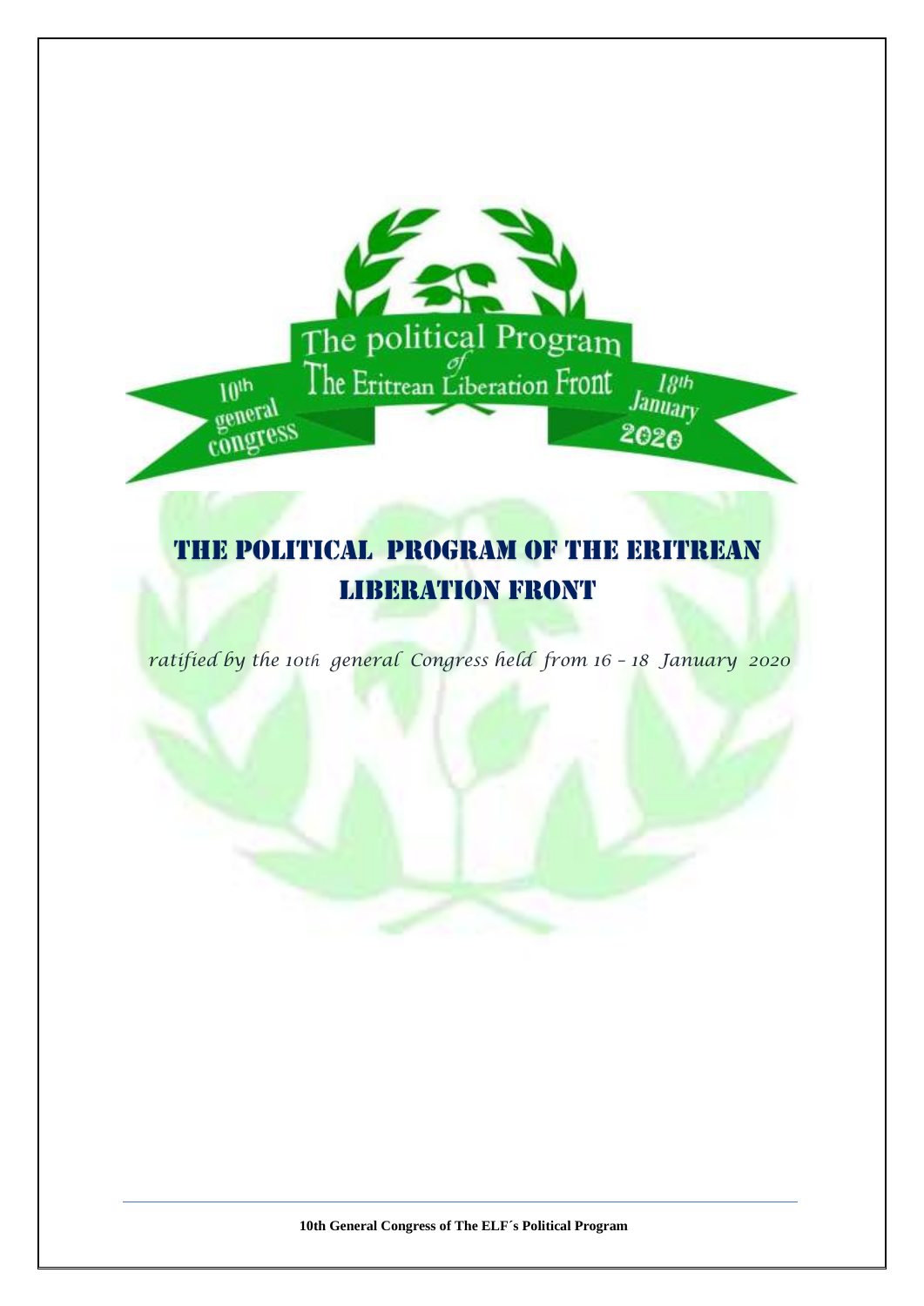The political Program of The Eritrean Liberation Front

10th general congress

18th January 2020

# THE POLITICAL PROGRAM OF THE ERITREAN LIBERATION FRONT

*ratified by the 10th general Congress held from 16 – 18 January 2020*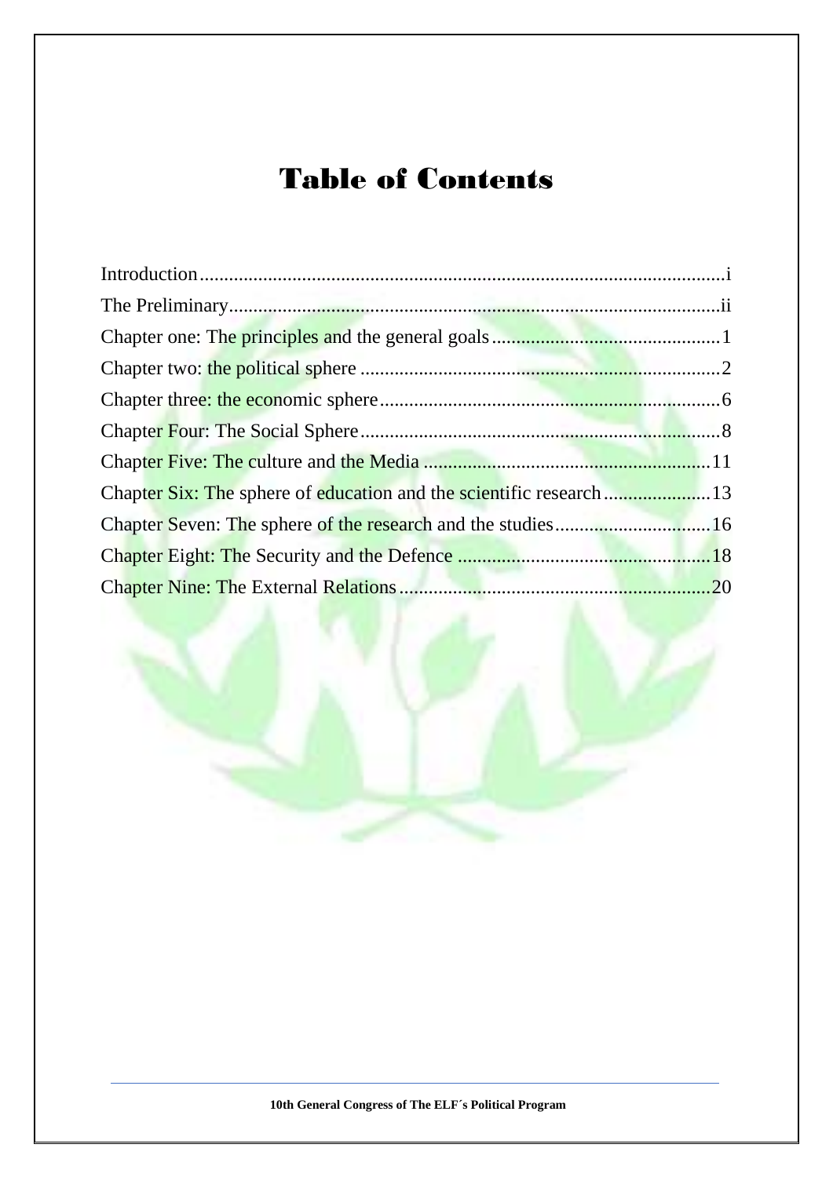# Table of Contents

Introduction....................................................................................................i
The Preliminary...............................................................................................ii
Chapter one: The principles and the general goals...............................................1
Chapter two: the political sphere ..........................................................................2
Chapter three: the economic sphere......................................................................6
Chapter Four: The Social Sphere..........................................................................8
Chapter Five: The culture and the Media ............................................................11
Chapter Six: The sphere of education and the scientific research......................13
Chapter Seven: The sphere of the research and the studies................................16
Chapter Eight: The Security and the Defence ....................................................18
Chapter Nine: The External Relations................................................................20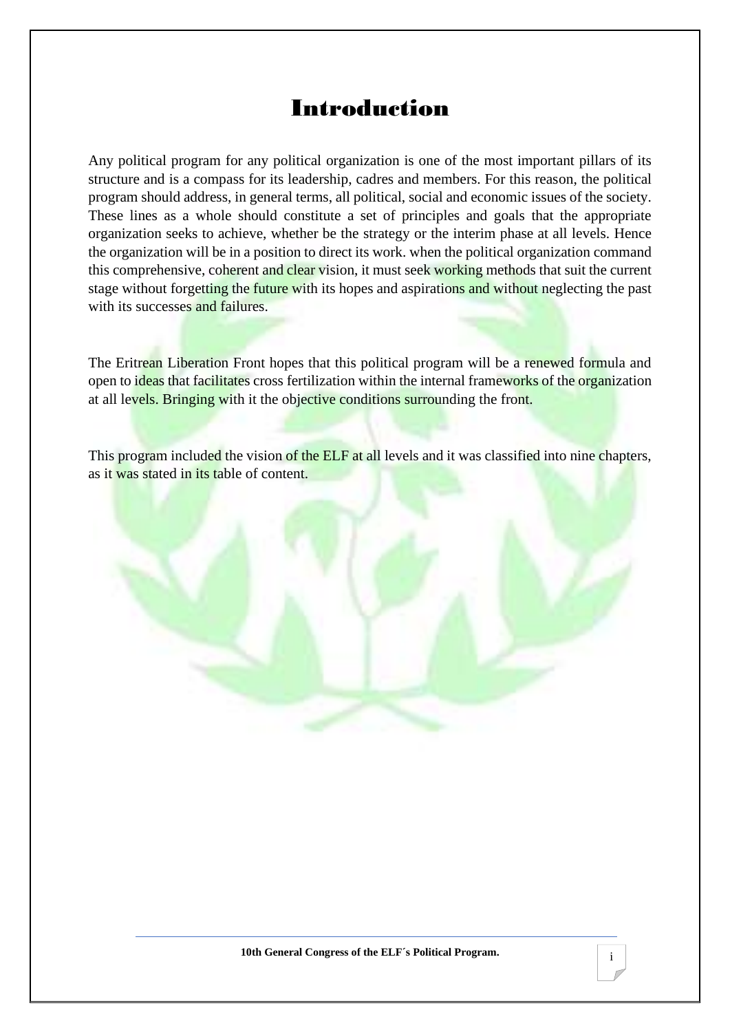# Introduction

Any political program for any political organization is one of the most important pillars of its structure and is a compass for its leadership, cadres and members. For this reason, the political program should address, in general terms, all political, social and economic issues of the society. These lines as a whole should constitute a set of principles and goals that the appropriate organization seeks to achieve, whether be the strategy or the interim phase at all levels. Hence the organization will be in a position to direct its work. when the political organization command this comprehensive, coherent and clear vision, it must seek working methods that suit the current stage without forgetting the future with its hopes and aspirations and without neglecting the past with its successes and failures.

The Eritrean Liberation Front hopes that this political program will be a renewed formula and open to ideas that facilitates cross fertilization within the internal frameworks of the organization at all levels. Bringing with it the objective conditions surrounding the front.

This program included the vision of the ELF at all levels and it was classified into nine chapters, as it was stated in its table of content.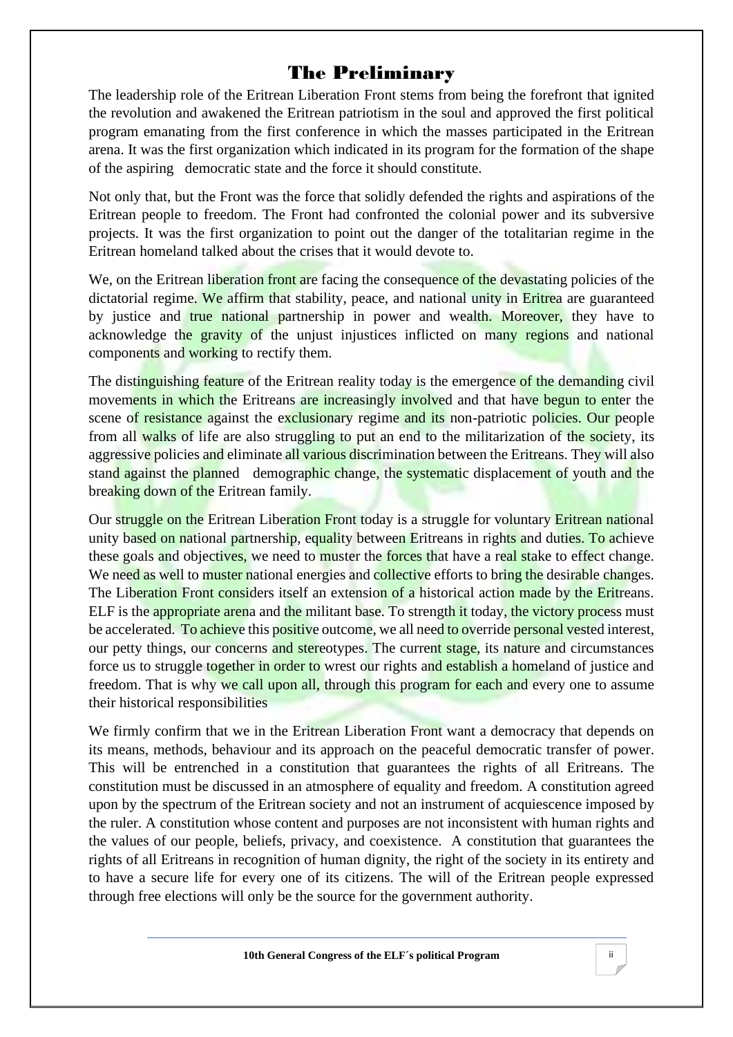# The Preliminary

The leadership role of the Eritrean Liberation Front stems from being the forefront that ignited the revolution and awakened the Eritrean patriotism in the soul and approved the first political program emanating from the first conference in which the masses participated in the Eritrean arena. It was the first organization which indicated in its program for the formation of the shape of the aspiring democratic state and the force it should constitute.

Not only that, but the Front was the force that solidly defended the rights and aspirations of the Eritrean people to freedom. The Front had confronted the colonial power and its subversive projects. It was the first organization to point out the danger of the totalitarian regime in the Eritrean homeland talked about the crises that it would devote to.

We, on the Eritrean liberation front are facing the consequence of the devastating policies of the dictatorial regime. We affirm that stability, peace, and national unity in Eritrea are guaranteed by justice and true national partnership in power and wealth. Moreover, they have to acknowledge the gravity of the unjust injustices inflicted on many regions and national components and working to rectify them.

The distinguishing feature of the Eritrean reality today is the emergence of the demanding civil movements in which the Eritreans are increasingly involved and that have begun to enter the scene of resistance against the exclusionary regime and its non-patriotic policies. Our people from all walks of life are also struggling to put an end to the militarization of the society, its aggressive policies and eliminate all various discrimination between the Eritreans. They will also stand against the planned demographic change, the systematic displacement of youth and the breaking down of the Eritrean family.

Our struggle on the Eritrean Liberation Front today is a struggle for voluntary Eritrean national unity based on national partnership, equality between Eritreans in rights and duties. To achieve these goals and objectives, we need to muster the forces that have a real stake to effect change. We need as well to muster national energies and collective efforts to bring the desirable changes. The Liberation Front considers itself an extension of a historical action made by the Eritreans. ELF is the appropriate arena and the militant base. To strength it today, the victory process must be accelerated. To achieve this positive outcome, we all need to override personal vested interest, our petty things, our concerns and stereotypes. The current stage, its nature and circumstances force us to struggle together in order to wrest our rights and establish a homeland of justice and freedom. That is why we call upon all, through this program for each and every one to assume their historical responsibilities

We firmly confirm that we in the Eritrean Liberation Front want a democracy that depends on its means, methods, behaviour and its approach on the peaceful democratic transfer of power. This will be entrenched in a constitution that guarantees the rights of all Eritreans. The constitution must be discussed in an atmosphere of equality and freedom. A constitution agreed upon by the spectrum of the Eritrean society and not an instrument of acquiescence imposed by the ruler. A constitution whose content and purposes are not inconsistent with human rights and the values of our people, beliefs, privacy, and coexistence. A constitution that guarantees the rights of all Eritreans in recognition of human dignity, the right of the society in its entirety and to have a secure life for every one of its citizens. The will of the Eritrean people expressed through free elections will only be the source for the government authority.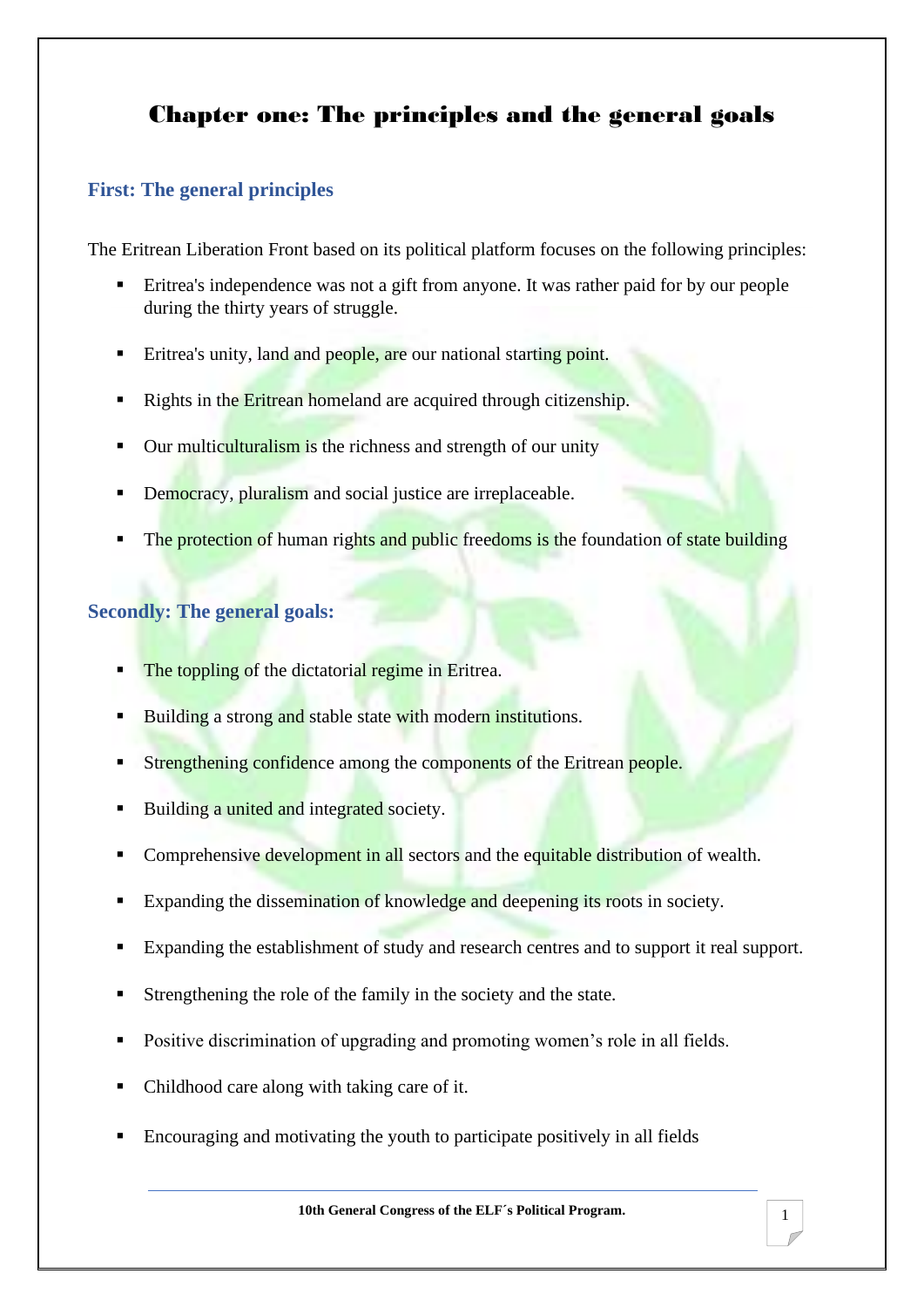# Chapter one: The principles and the general goals

## First: The general principles

The Eritrean Liberation Front based on its political platform focuses on the following principles:

- Eritrea's independence was not a gift from anyone. It was rather paid for by our people during the thirty years of struggle.
- Eritrea's unity, land and people, are our national starting point.
- Rights in the Eritrean homeland are acquired through citizenship.
- Our multiculturalism is the richness and strength of our unity
- Democracy, pluralism and social justice are irreplaceable.
- The protection of human rights and public freedoms is the foundation of state building

## Secondly: The general goals:

- The toppling of the dictatorial regime in Eritrea.
- Building a strong and stable state with modern institutions.
- Strengthening confidence among the components of the Eritrean people.
- Building a united and integrated society.
- Comprehensive development in all sectors and the equitable distribution of wealth.
- Expanding the dissemination of knowledge and deepening its roots in society.
- Expanding the establishment of study and research centres and to support it real support.
- Strengthening the role of the family in the society and the state.
- Positive discrimination of upgrading and promoting women's role in all fields.
- Childhood care along with taking care of it.
- Encouraging and motivating the youth to participate positively in all fields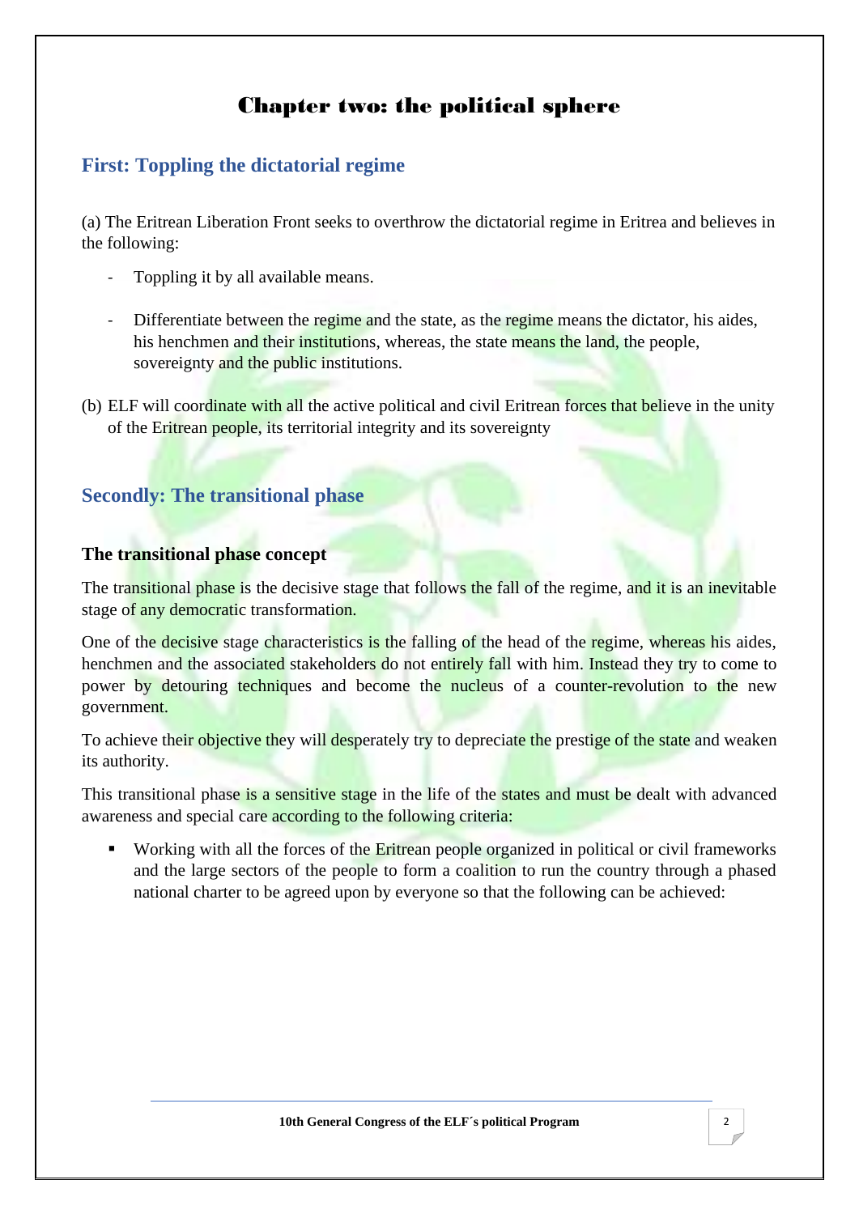# Chapter two: the political sphere

## First: Toppling the dictatorial regime

(a) The Eritrean Liberation Front seeks to overthrow the dictatorial regime in Eritrea and believes in the following:

- Toppling it by all available means.
- Differentiate between the regime and the state, as the regime means the dictator, his aides, his henchmen and their institutions, whereas, the state means the land, the people, sovereignty and the public institutions.

(b) ELF will coordinate with all the active political and civil Eritrean forces that believe in the unity of the Eritrean people, its territorial integrity and its sovereignty

## Secondly: The transitional phase

### The transitional phase concept

The transitional phase is the decisive stage that follows the fall of the regime, and it is an inevitable stage of any democratic transformation.

One of the decisive stage characteristics is the falling of the head of the regime, whereas his aides, henchmen and the associated stakeholders do not entirely fall with him. Instead they try to come to power by detouring techniques and become the nucleus of a counter-revolution to the new government.

To achieve their objective they will desperately try to depreciate the prestige of the state and weaken its authority.

This transitional phase is a sensitive stage in the life of the states and must be dealt with advanced awareness and special care according to the following criteria:

- Working with all the forces of the Eritrean people organized in political or civil frameworks and the large sectors of the people to form a coalition to run the country through a phased national charter to be agreed upon by everyone so that the following can be achieved: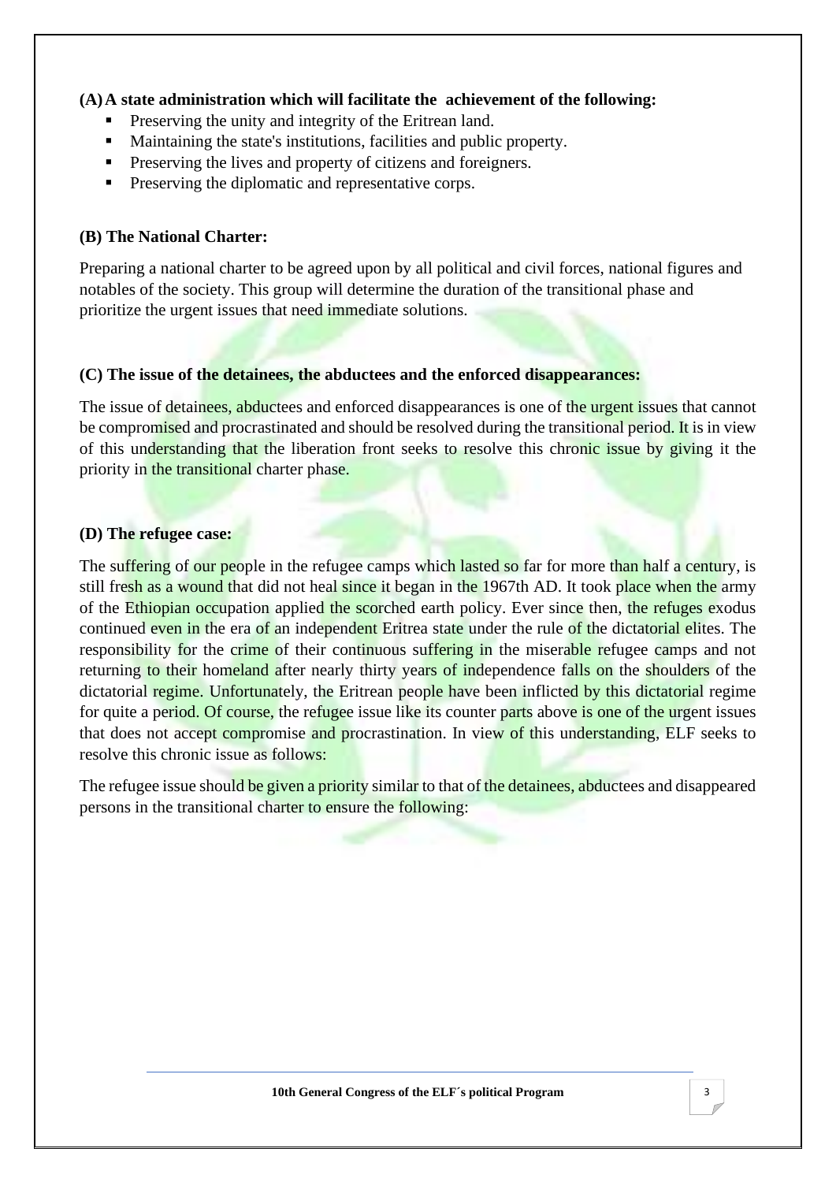**(A) A state administration which will facilitate the achievement of the following:**

- Preserving the unity and integrity of the Eritrean land.
- Maintaining the state's institutions, facilities and public property.
- Preserving the lives and property of citizens and foreigners.
- Preserving the diplomatic and representative corps.

**(B) The National Charter:**

Preparing a national charter to be agreed upon by all political and civil forces, national figures and notables of the society. This group will determine the duration of the transitional phase and prioritize the urgent issues that need immediate solutions.

**(C) The issue of the detainees, the abductees and the enforced disappearances:**

The issue of detainees, abductees and enforced disappearances is one of the urgent issues that cannot be compromised and procrastinated and should be resolved during the transitional period. It is in view of this understanding that the liberation front seeks to resolve this chronic issue by giving it the priority in the transitional charter phase.

**(D) The refugee case:**

The suffering of our people in the refugee camps which lasted so far for more than half a century, is still fresh as a wound that did not heal since it began in the 1967th AD. It took place when the army of the Ethiopian occupation applied the scorched earth policy. Ever since then, the refuges exodus continued even in the era of an independent Eritrea state under the rule of the dictatorial elites. The responsibility for the crime of their continuous suffering in the miserable refugee camps and not returning to their homeland after nearly thirty years of independence falls on the shoulders of the dictatorial regime. Unfortunately, the Eritrean people have been inflicted by this dictatorial regime for quite a period. Of course, the refugee issue like its counter parts above is one of the urgent issues that does not accept compromise and procrastination. In view of this understanding, ELF seeks to resolve this chronic issue as follows:

The refugee issue should be given a priority similar to that of the detainees, abductees and disappeared persons in the transitional charter to ensure the following: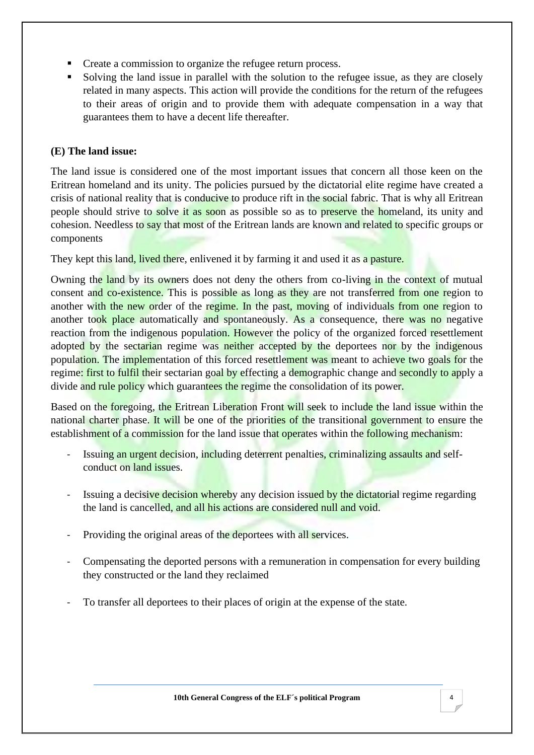- Create a commission to organize the refugee return process.
- Solving the land issue in parallel with the solution to the refugee issue, as they are closely related in many aspects. This action will provide the conditions for the return of the refugees to their areas of origin and to provide them with adequate compensation in a way that guarantees them to have a decent life thereafter.

**(E) The land issue:**

The land issue is considered one of the most important issues that concern all those keen on the Eritrean homeland and its unity. The policies pursued by the dictatorial elite regime have created a crisis of national reality that is conducive to produce rift in the social fabric. That is why all Eritrean people should strive to solve it as soon as possible so as to preserve the homeland, its unity and cohesion. Needless to say that most of the Eritrean lands are known and related to specific groups or components

They kept this land, lived there, enlivened it by farming it and used it as a pasture.

Owning the land by its owners does not deny the others from co-living in the context of mutual consent and co-existence. This is possible as long as they are not transferred from one region to another with the new order of the regime. In the past, moving of individuals from one region to another took place automatically and spontaneously. As a consequence, there was no negative reaction from the indigenous population. However the policy of the organized forced resettlement adopted by the sectarian regime was neither accepted by the deportees nor by the indigenous population. The implementation of this forced resettlement was meant to achieve two goals for the regime: first to fulfil their sectarian goal by effecting a demographic change and secondly to apply a divide and rule policy which guarantees the regime the consolidation of its power.

Based on the foregoing, the Eritrean Liberation Front will seek to include the land issue within the national charter phase. It will be one of the priorities of the transitional government to ensure the establishment of a commission for the land issue that operates within the following mechanism:

- Issuing an urgent decision, including deterrent penalties, criminalizing assaults and self-conduct on land issues.

- Issuing a decisive decision whereby any decision issued by the dictatorial regime regarding the land is cancelled, and all his actions are considered null and void.

- Providing the original areas of the deportees with all services.

- Compensating the deported persons with a remuneration in compensation for every building they constructed or the land they reclaimed

- To transfer all deportees to their places of origin at the expense of the state.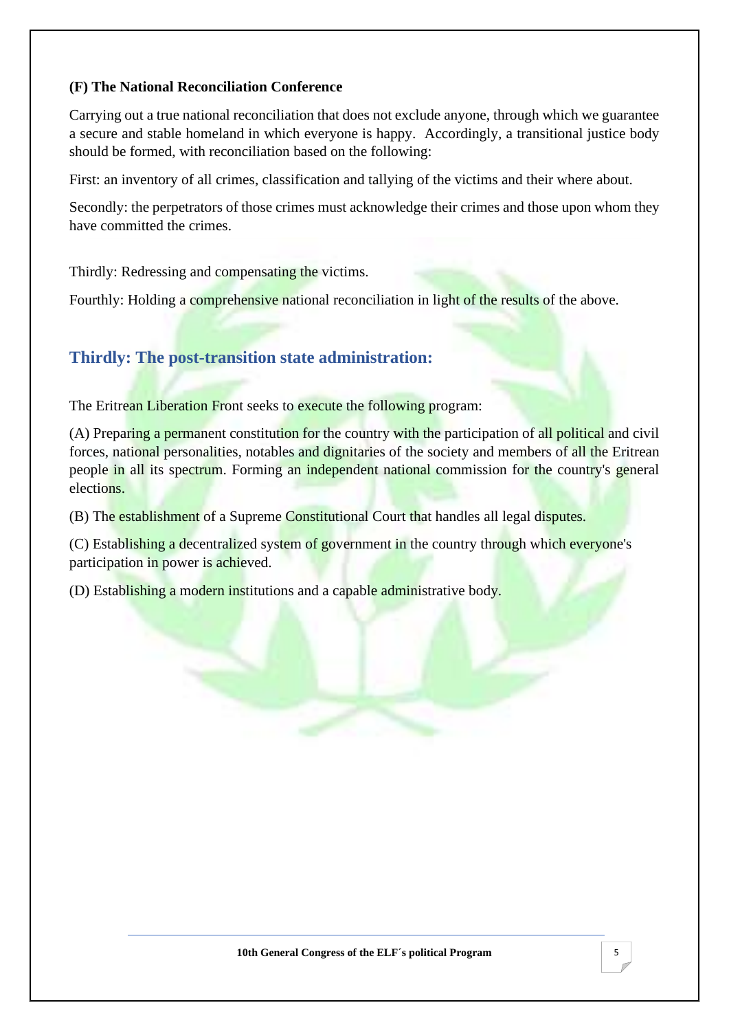**(F) The National Reconciliation Conference**

Carrying out a true national reconciliation that does not exclude anyone, through which we guarantee a secure and stable homeland in which everyone is happy. Accordingly, a transitional justice body should be formed, with reconciliation based on the following:

First: an inventory of all crimes, classification and tallying of the victims and their where about.

Secondly: the perpetrators of those crimes must acknowledge their crimes and those upon whom they have committed the crimes.

Thirdly: Redressing and compensating the victims.

Fourthly: Holding a comprehensive national reconciliation in light of the results of the above.

## Thirdly: The post-transition state administration:

The Eritrean Liberation Front seeks to execute the following program:

(A) Preparing a permanent constitution for the country with the participation of all political and civil forces, national personalities, notables and dignitaries of the society and members of all the Eritrean people in all its spectrum. Forming an independent national commission for the country's general elections.

(B) The establishment of a Supreme Constitutional Court that handles all legal disputes.

(C) Establishing a decentralized system of government in the country through which everyone's participation in power is achieved.

(D) Establishing a modern institutions and a capable administrative body.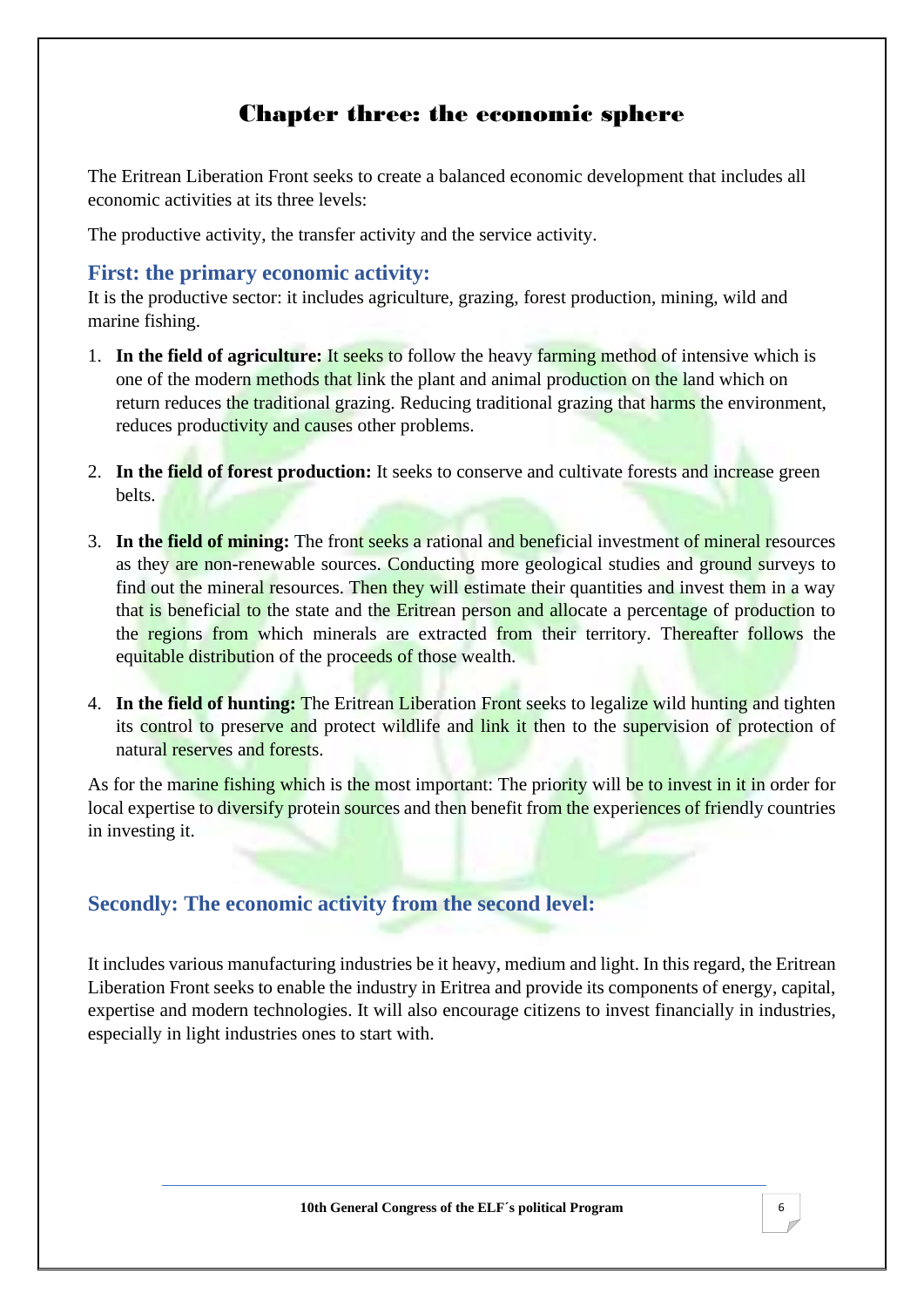# Chapter three: the economic sphere

The Eritrean Liberation Front seeks to create a balanced economic development that includes all economic activities at its three levels:

The productive activity, the transfer activity and the service activity.

## First: the primary economic activity:

It is the productive sector: it includes agriculture, grazing, forest production, mining, wild and marine fishing.

1. **In the field of agriculture:** It seeks to follow the heavy farming method of intensive which is one of the modern methods that link the plant and animal production on the land which on return reduces the traditional grazing. Reducing traditional grazing that harms the environment, reduces productivity and causes other problems.

2. **In the field of forest production:** It seeks to conserve and cultivate forests and increase green belts.

3. **In the field of mining:** The front seeks a rational and beneficial investment of mineral resources as they are non-renewable sources. Conducting more geological studies and ground surveys to find out the mineral resources. Then they will estimate their quantities and invest them in a way that is beneficial to the state and the Eritrean person and allocate a percentage of production to the regions from which minerals are extracted from their territory. Thereafter follows the equitable distribution of the proceeds of those wealth.

4. **In the field of hunting:** The Eritrean Liberation Front seeks to legalize wild hunting and tighten its control to preserve and protect wildlife and link it then to the supervision of protection of natural reserves and forests.

As for the marine fishing which is the most important: The priority will be to invest in it in order for local expertise to diversify protein sources and then benefit from the experiences of friendly countries in investing it.

## Secondly: The economic activity from the second level:

It includes various manufacturing industries be it heavy, medium and light. In this regard, the Eritrean Liberation Front seeks to enable the industry in Eritrea and provide its components of energy, capital, expertise and modern technologies. It will also encourage citizens to invest financially in industries, especially in light industries ones to start with.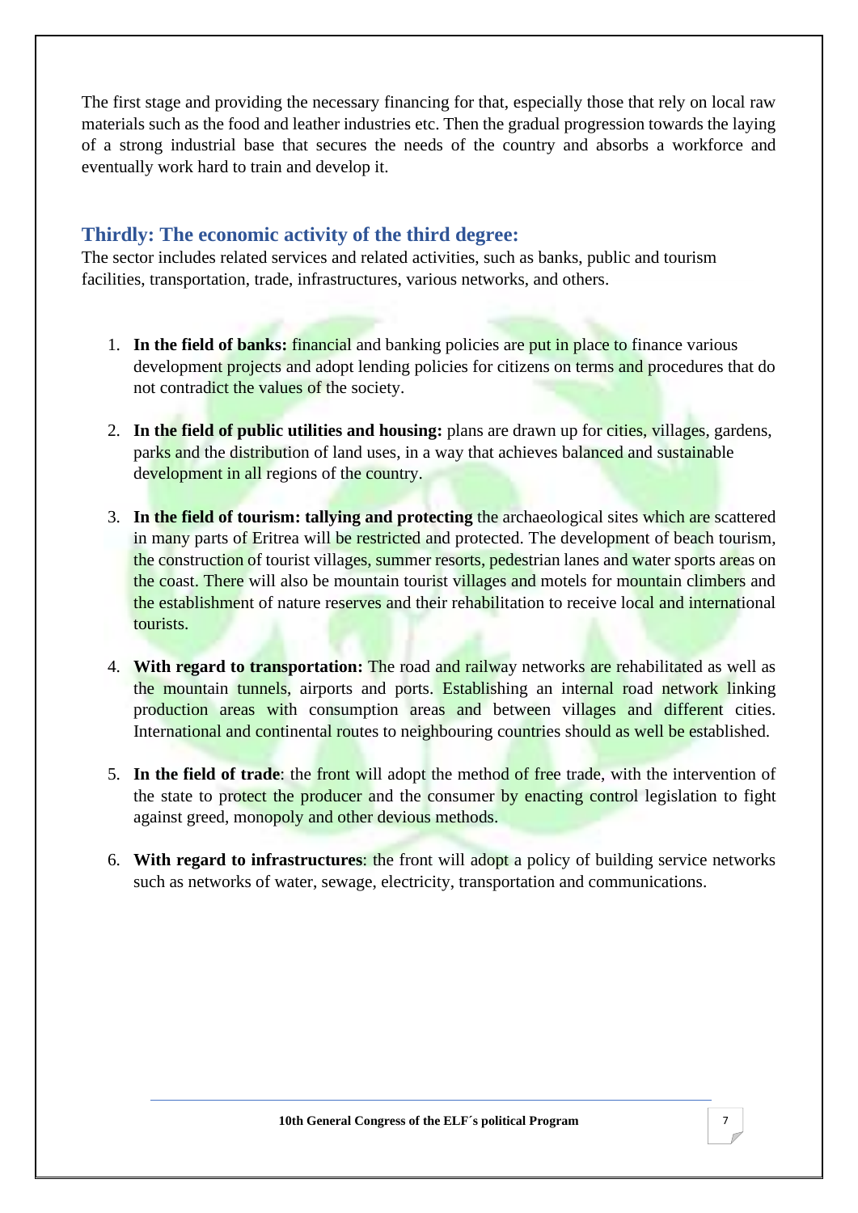The first stage and providing the necessary financing for that, especially those that rely on local raw materials such as the food and leather industries etc. Then the gradual progression towards the laying of a strong industrial base that secures the needs of the country and absorbs a workforce and eventually work hard to train and develop it.

## Thirdly: The economic activity of the third degree:

The sector includes related services and related activities, such as banks, public and tourism facilities, transportation, trade, infrastructures, various networks, and others.

1. **In the field of banks:** financial and banking policies are put in place to finance various development projects and adopt lending policies for citizens on terms and procedures that do not contradict the values of the society.

2. **In the field of public utilities and housing:** plans are drawn up for cities, villages, gardens, parks and the distribution of land uses, in a way that achieves balanced and sustainable development in all regions of the country.

3. **In the field of tourism: tallying and protecting** the archaeological sites which are scattered in many parts of Eritrea will be restricted and protected. The development of beach tourism, the construction of tourist villages, summer resorts, pedestrian lanes and water sports areas on the coast. There will also be mountain tourist villages and motels for mountain climbers and the establishment of nature reserves and their rehabilitation to receive local and international tourists.

4. **With regard to transportation:** The road and railway networks are rehabilitated as well as the mountain tunnels, airports and ports. Establishing an internal road network linking production areas with consumption areas and between villages and different cities. International and continental routes to neighbouring countries should as well be established.

5. **In the field of trade**: the front will adopt the method of free trade, with the intervention of the state to protect the producer and the consumer by enacting control legislation to fight against greed, monopoly and other devious methods.

6. **With regard to infrastructures**: the front will adopt a policy of building service networks such as networks of water, sewage, electricity, transportation and communications.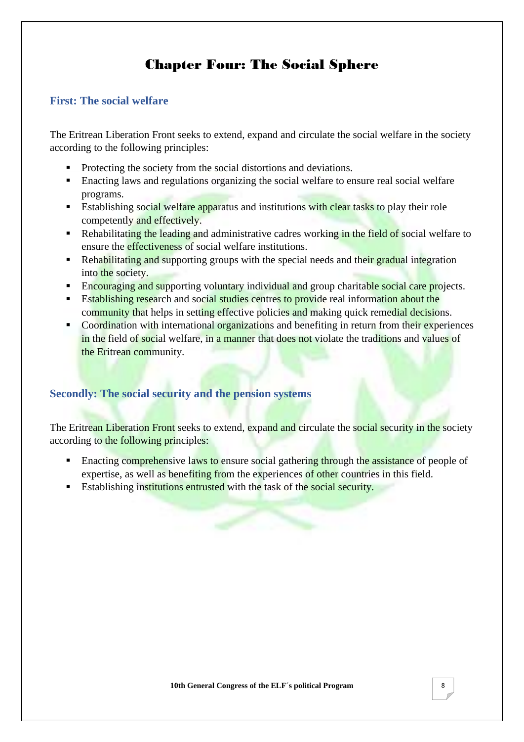# Chapter Four: The Social Sphere

### First: The social welfare

The Eritrean Liberation Front seeks to extend, expand and circulate the social welfare in the society according to the following principles:

- Protecting the society from the social distortions and deviations.
- Enacting laws and regulations organizing the social welfare to ensure real social welfare programs.
- Establishing social welfare apparatus and institutions with clear tasks to play their role competently and effectively.
- Rehabilitating the leading and administrative cadres working in the field of social welfare to ensure the effectiveness of social welfare institutions.
- Rehabilitating and supporting groups with the special needs and their gradual integration into the society.
- Encouraging and supporting voluntary individual and group charitable social care projects.
- Establishing research and social studies centres to provide real information about the community that helps in setting effective policies and making quick remedial decisions.
- Coordination with international organizations and benefiting in return from their experiences in the field of social welfare, in a manner that does not violate the traditions and values of the Eritrean community.

### Secondly: The social security and the pension systems

The Eritrean Liberation Front seeks to extend, expand and circulate the social security in the society according to the following principles:

- Enacting comprehensive laws to ensure social gathering through the assistance of people of expertise, as well as benefiting from the experiences of other countries in this field.
- Establishing institutions entrusted with the task of the social security.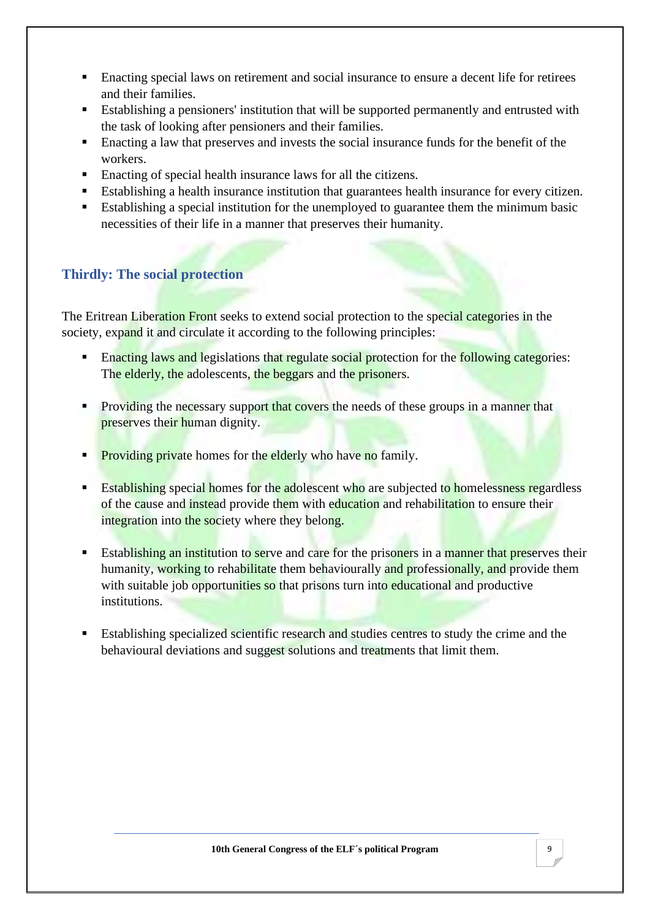- Enacting special laws on retirement and social insurance to ensure a decent life for retirees and their families.
- Establishing a pensioners' institution that will be supported permanently and entrusted with the task of looking after pensioners and their families.
- Enacting a law that preserves and invests the social insurance funds for the benefit of the workers.
- Enacting of special health insurance laws for all the citizens.
- Establishing a health insurance institution that guarantees health insurance for every citizen.
- Establishing a special institution for the unemployed to guarantee them the minimum basic necessities of their life in a manner that preserves their humanity.

## Thirdly: The social protection

The Eritrean Liberation Front seeks to extend social protection to the special categories in the society, expand it and circulate it according to the following principles:

- Enacting laws and legislations that regulate social protection for the following categories: The elderly, the adolescents, the beggars and the prisoners.

- Providing the necessary support that covers the needs of these groups in a manner that preserves their human dignity.

- Providing private homes for the elderly who have no family.

- Establishing special homes for the adolescent who are subjected to homelessness regardless of the cause and instead provide them with education and rehabilitation to ensure their integration into the society where they belong.

- Establishing an institution to serve and care for the prisoners in a manner that preserves their humanity, working to rehabilitate them behaviourally and professionally, and provide them with suitable job opportunities so that prisons turn into educational and productive institutions.

- Establishing specialized scientific research and studies centres to study the crime and the behavioural deviations and suggest solutions and treatments that limit them.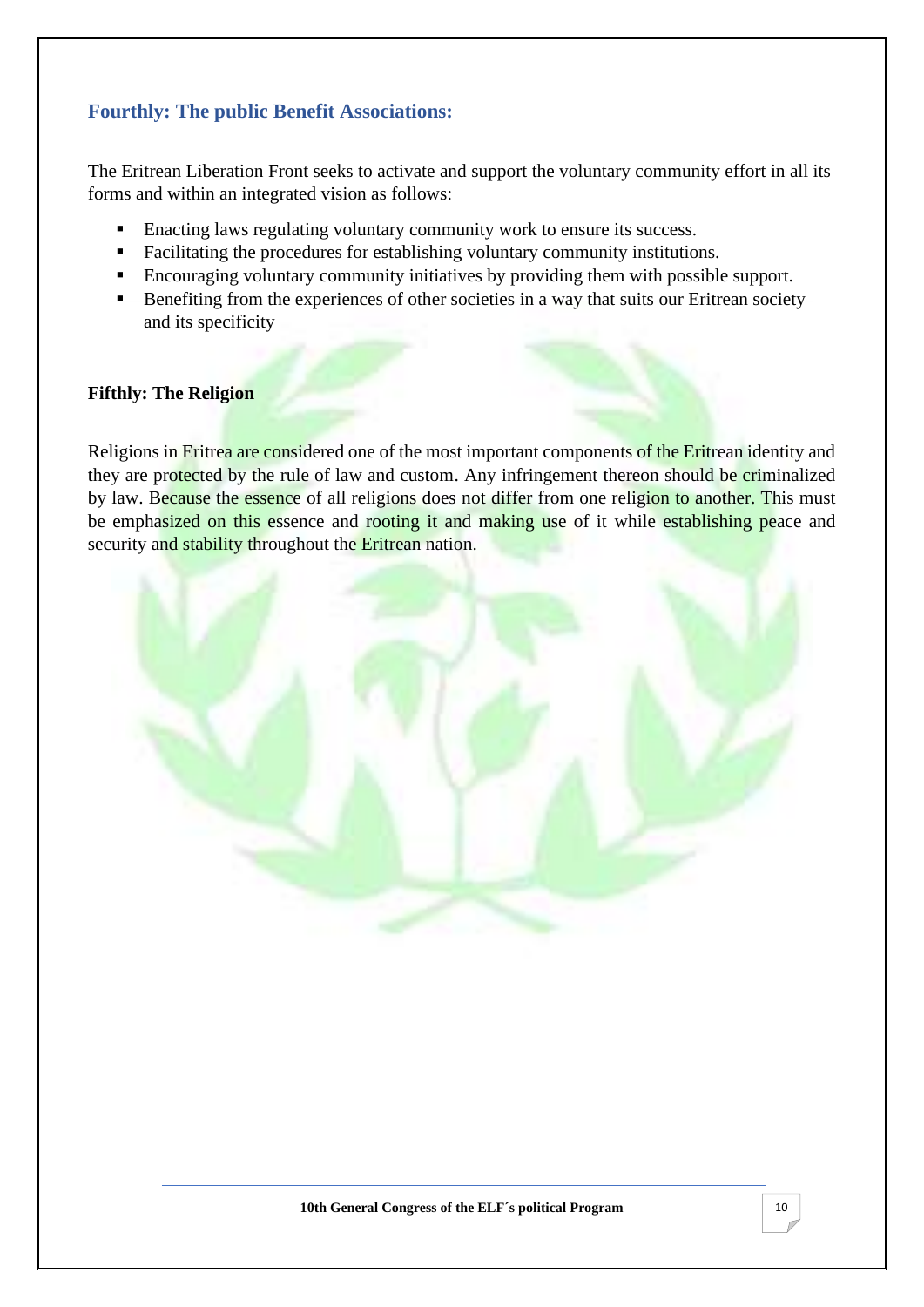## Fourthly: The public Benefit Associations:

The Eritrean Liberation Front seeks to activate and support the voluntary community effort in all its forms and within an integrated vision as follows:

- Enacting laws regulating voluntary community work to ensure its success.
- Facilitating the procedures for establishing voluntary community institutions.
- Encouraging voluntary community initiatives by providing them with possible support.
- Benefiting from the experiences of other societies in a way that suits our Eritrean society and its specificity

## Fifthly: The Religion

Religions in Eritrea are considered one of the most important components of the Eritrean identity and they are protected by the rule of law and custom. Any infringement thereon should be criminalized by law. Because the essence of all religions does not differ from one religion to another. This must be emphasized on this essence and rooting it and making use of it while establishing peace and security and stability throughout the Eritrean nation.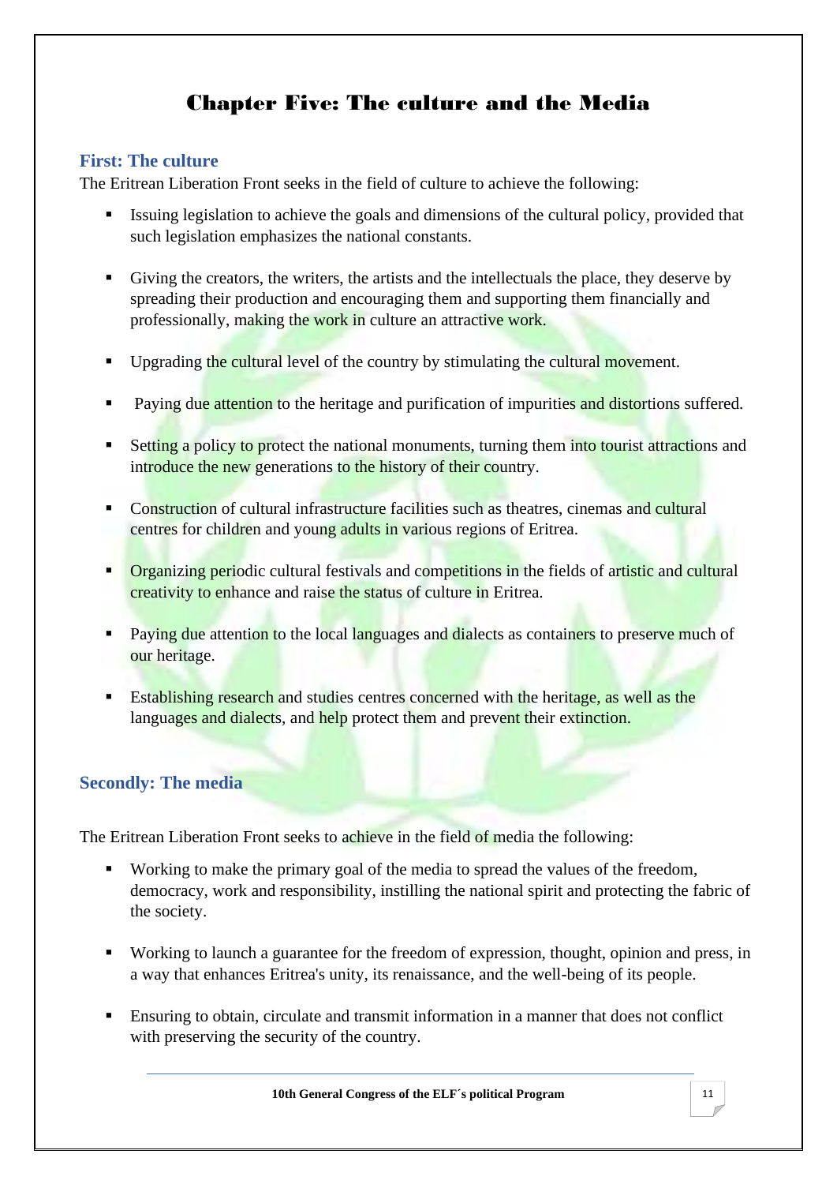# Chapter Five: The culture and the Media

## First: The culture

The Eritrean Liberation Front seeks in the field of culture to achieve the following:

- Issuing legislation to achieve the goals and dimensions of the cultural policy, provided that such legislation emphasizes the national constants.
- Giving the creators, the writers, the artists and the intellectuals the place, they deserve by spreading their production and encouraging them and supporting them financially and professionally, making the work in culture an attractive work.
- Upgrading the cultural level of the country by stimulating the cultural movement.
- Paying due attention to the heritage and purification of impurities and distortions suffered.
- Setting a policy to protect the national monuments, turning them into tourist attractions and introduce the new generations to the history of their country.
- Construction of cultural infrastructure facilities such as theatres, cinemas and cultural centres for children and young adults in various regions of Eritrea.
- Organizing periodic cultural festivals and competitions in the fields of artistic and cultural creativity to enhance and raise the status of culture in Eritrea.
- Paying due attention to the local languages and dialects as containers to preserve much of our heritage.
- Establishing research and studies centres concerned with the heritage, as well as the languages and dialects, and help protect them and prevent their extinction.

## Secondly: The media

The Eritrean Liberation Front seeks to achieve in the field of media the following:

- Working to make the primary goal of the media to spread the values of the freedom, democracy, work and responsibility, instilling the national spirit and protecting the fabric of the society.
- Working to launch a guarantee for the freedom of expression, thought, opinion and press, in a way that enhances Eritrea's unity, its renaissance, and the well-being of its people.
- Ensuring to obtain, circulate and transmit information in a manner that does not conflict with preserving the security of the country.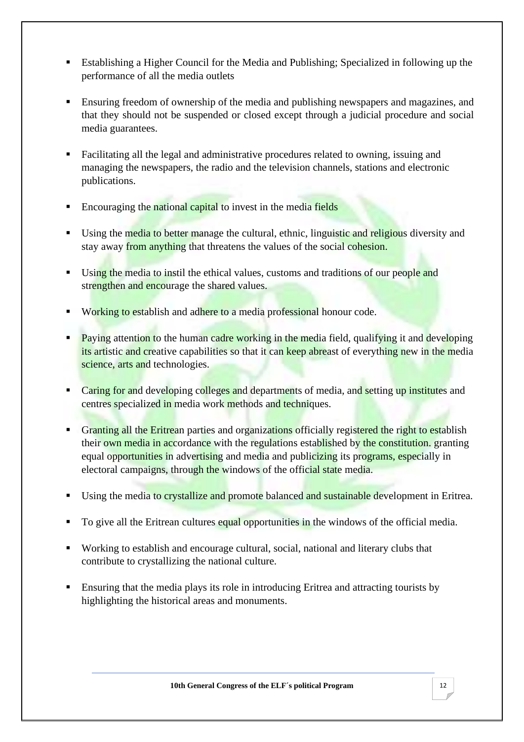- Establishing a Higher Council for the Media and Publishing; Specialized in following up the performance of all the media outlets

- Ensuring freedom of ownership of the media and publishing newspapers and magazines, and that they should not be suspended or closed except through a judicial procedure and social media guarantees.

- Facilitating all the legal and administrative procedures related to owning, issuing and managing the newspapers, the radio and the television channels, stations and electronic publications.

- Encouraging the national capital to invest in the media fields

- Using the media to better manage the cultural, ethnic, linguistic and religious diversity and stay away from anything that threatens the values of the social cohesion.

- Using the media to instil the ethical values, customs and traditions of our people and strengthen and encourage the shared values.

- Working to establish and adhere to a media professional honour code.

- Paying attention to the human cadre working in the media field, qualifying it and developing its artistic and creative capabilities so that it can keep abreast of everything new in the media science, arts and technologies.

- Caring for and developing colleges and departments of media, and setting up institutes and centres specialized in media work methods and techniques.

- Granting all the Eritrean parties and organizations officially registered the right to establish their own media in accordance with the regulations established by the constitution. granting equal opportunities in advertising and media and publicizing its programs, especially in electoral campaigns, through the windows of the official state media.

- Using the media to crystallize and promote balanced and sustainable development in Eritrea.

- To give all the Eritrean cultures equal opportunities in the windows of the official media.

- Working to establish and encourage cultural, social, national and literary clubs that contribute to crystallizing the national culture.

- Ensuring that the media plays its role in introducing Eritrea and attracting tourists by highlighting the historical areas and monuments.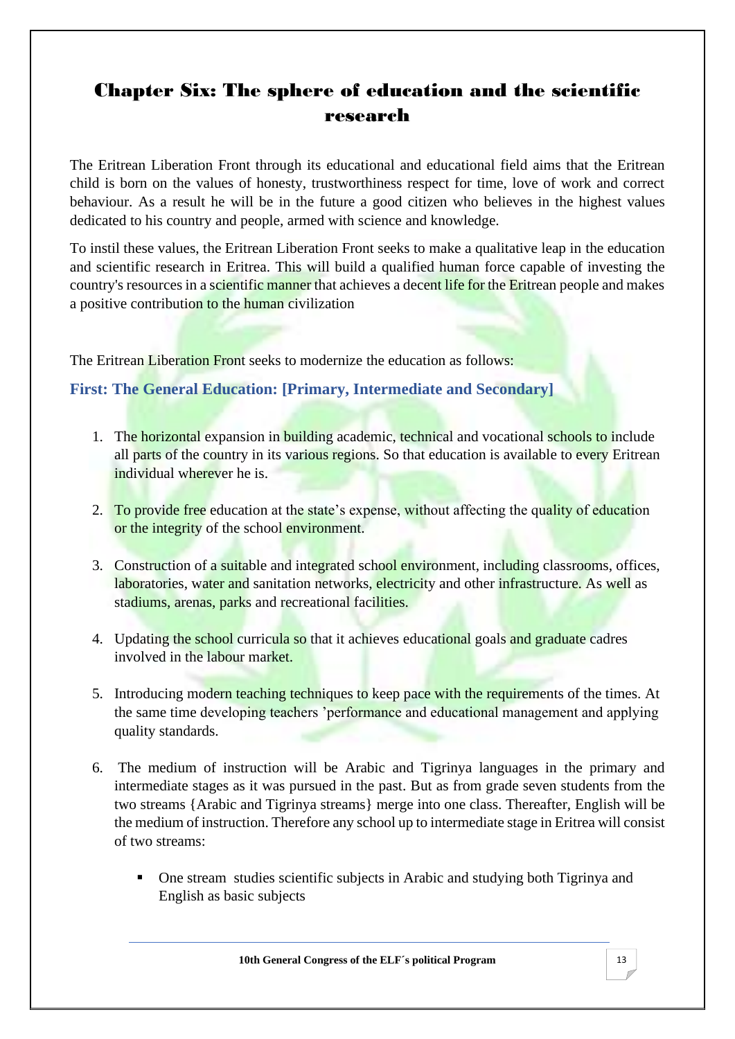# Chapter Six: The sphere of education and the scientific research

The Eritrean Liberation Front through its educational and educational field aims that the Eritrean child is born on the values of honesty, trustworthiness respect for time, love of work and correct behaviour. As a result he will be in the future a good citizen who believes in the highest values dedicated to his country and people, armed with science and knowledge.

To instil these values, the Eritrean Liberation Front seeks to make a qualitative leap in the education and scientific research in Eritrea. This will build a qualified human force capable of investing the country's resources in a scientific manner that achieves a decent life for the Eritrean people and makes a positive contribution to the human civilization

The Eritrean Liberation Front seeks to modernize the education as follows:

### First: The General Education: [Primary, Intermediate and Secondary]

1. The horizontal expansion in building academic, technical and vocational schools to include all parts of the country in its various regions. So that education is available to every Eritrean individual wherever he is.
2. To provide free education at the state's expense, without affecting the quality of education or the integrity of the school environment.
3. Construction of a suitable and integrated school environment, including classrooms, offices, laboratories, water and sanitation networks, electricity and other infrastructure. As well as stadiums, arenas, parks and recreational facilities.
4. Updating the school curricula so that it achieves educational goals and graduate cadres involved in the labour market.
5. Introducing modern teaching techniques to keep pace with the requirements of the times. At the same time developing teachers 'performance and educational management and applying quality standards.
6. The medium of instruction will be Arabic and Tigrinya languages in the primary and intermediate stages as it was pursued in the past. But as from grade seven students from the two streams {Arabic and Tigrinya streams} merge into one class. Thereafter, English will be the medium of instruction. Therefore any school up to intermediate stage in Eritrea will consist of two streams:
   - One stream studies scientific subjects in Arabic and studying both Tigrinya and English as basic subjects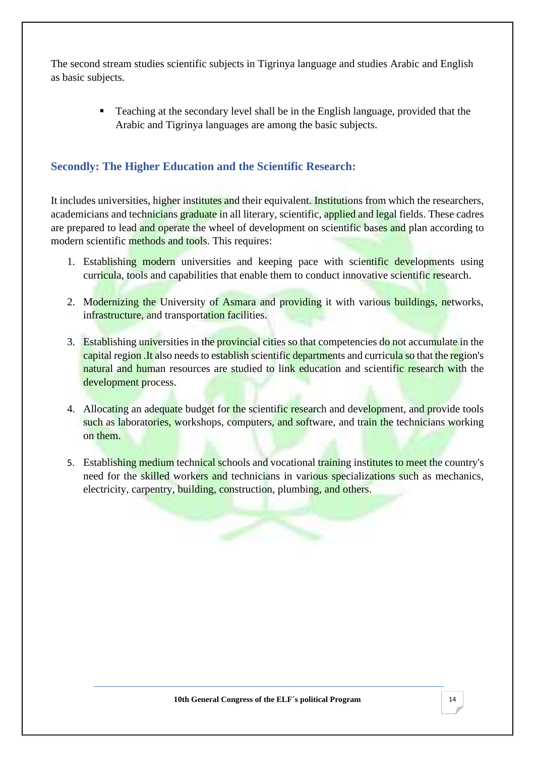The second stream studies scientific subjects in Tigrinya language and studies Arabic and English as basic subjects.

- Teaching at the secondary level shall be in the English language, provided that the Arabic and Tigrinya languages are among the basic subjects.

## Secondly: The Higher Education and the Scientific Research:

It includes universities, higher institutes and their equivalent. Institutions from which the researchers, academicians and technicians graduate in all literary, scientific, applied and legal fields. These cadres are prepared to lead and operate the wheel of development on scientific bases and plan according to modern scientific methods and tools. This requires:

1. Establishing modern universities and keeping pace with scientific developments using curricula, tools and capabilities that enable them to conduct innovative scientific research.

2. Modernizing the University of Asmara and providing it with various buildings, networks, infrastructure, and transportation facilities.

3. Establishing universities in the provincial cities so that competencies do not accumulate in the capital region .It also needs to establish scientific departments and curricula so that the region's natural and human resources are studied to link education and scientific research with the development process.

4. Allocating an adequate budget for the scientific research and development, and provide tools such as laboratories, workshops, computers, and software, and train the technicians working on them.

5. Establishing medium technical schools and vocational training institutes to meet the country's need for the skilled workers and technicians in various specializations such as mechanics, electricity, carpentry, building, construction, plumbing, and others.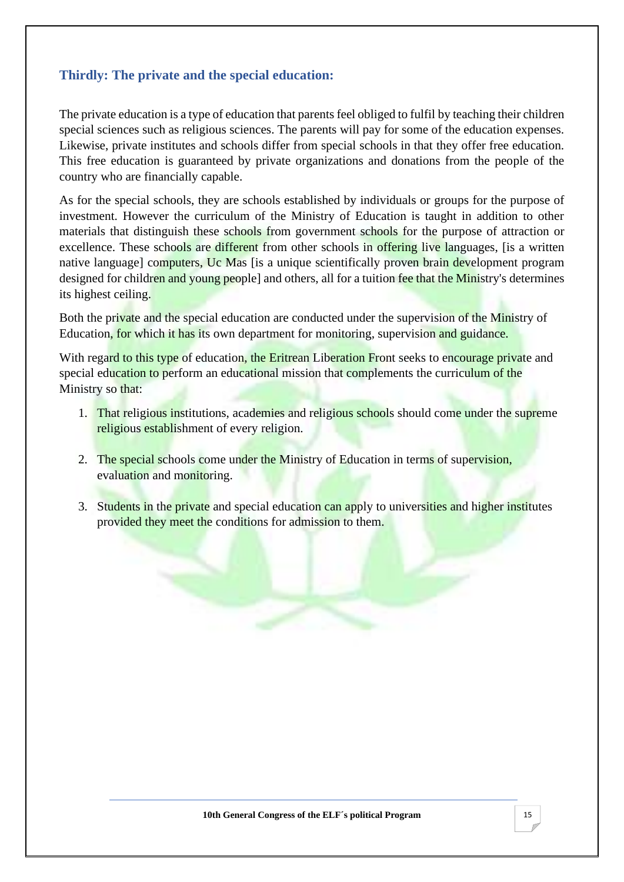### Thirdly: The private and the special education:

The private education is a type of education that parents feel obliged to fulfil by teaching their children special sciences such as religious sciences. The parents will pay for some of the education expenses. Likewise, private institutes and schools differ from special schools in that they offer free education. This free education is guaranteed by private organizations and donations from the people of the country who are financially capable.

As for the special schools, they are schools established by individuals or groups for the purpose of investment. However the curriculum of the Ministry of Education is taught in addition to other materials that distinguish these schools from government schools for the purpose of attraction or excellence. These schools are different from other schools in offering live languages, [is a written native language] computers, Uc Mas [is a unique scientifically proven brain development program designed for children and young people] and others, all for a tuition fee that the Ministry's determines its highest ceiling.

Both the private and the special education are conducted under the supervision of the Ministry of Education, for which it has its own department for monitoring, supervision and guidance.

With regard to this type of education, the Eritrean Liberation Front seeks to encourage private and special education to perform an educational mission that complements the curriculum of the Ministry so that:

1. That religious institutions, academies and religious schools should come under the supreme religious establishment of every religion.
2. The special schools come under the Ministry of Education in terms of supervision, evaluation and monitoring.
3. Students in the private and special education can apply to universities and higher institutes provided they meet the conditions for admission to them.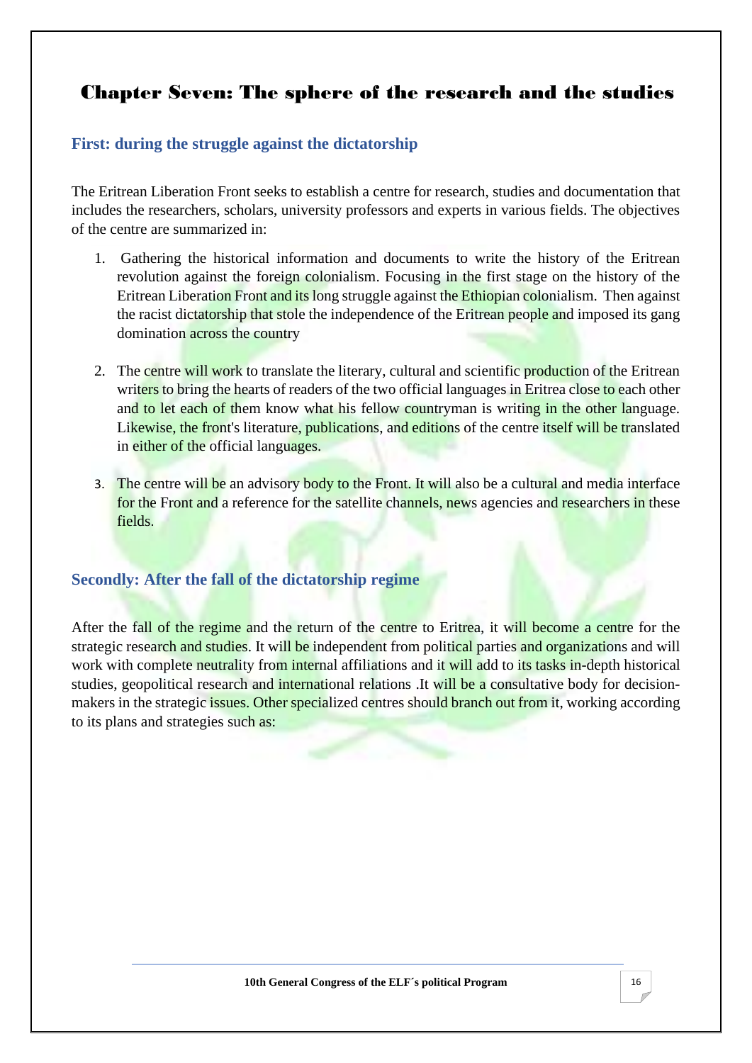# Chapter Seven: The sphere of the research and the studies

## First: during the struggle against the dictatorship

The Eritrean Liberation Front seeks to establish a centre for research, studies and documentation that includes the researchers, scholars, university professors and experts in various fields. The objectives of the centre are summarized in:

1. Gathering the historical information and documents to write the history of the Eritrean revolution against the foreign colonialism. Focusing in the first stage on the history of the Eritrean Liberation Front and its long struggle against the Ethiopian colonialism. Then against the racist dictatorship that stole the independence of the Eritrean people and imposed its gang domination across the country

2. The centre will work to translate the literary, cultural and scientific production of the Eritrean writers to bring the hearts of readers of the two official languages in Eritrea close to each other and to let each of them know what his fellow countryman is writing in the other language. Likewise, the front's literature, publications, and editions of the centre itself will be translated in either of the official languages.

3. The centre will be an advisory body to the Front. It will also be a cultural and media interface for the Front and a reference for the satellite channels, news agencies and researchers in these fields.

## Secondly: After the fall of the dictatorship regime

After the fall of the regime and the return of the centre to Eritrea, it will become a centre for the strategic research and studies. It will be independent from political parties and organizations and will work with complete neutrality from internal affiliations and it will add to its tasks in-depth historical studies, geopolitical research and international relations .It will be a consultative body for decision-makers in the strategic issues. Other specialized centres should branch out from it, working according to its plans and strategies such as: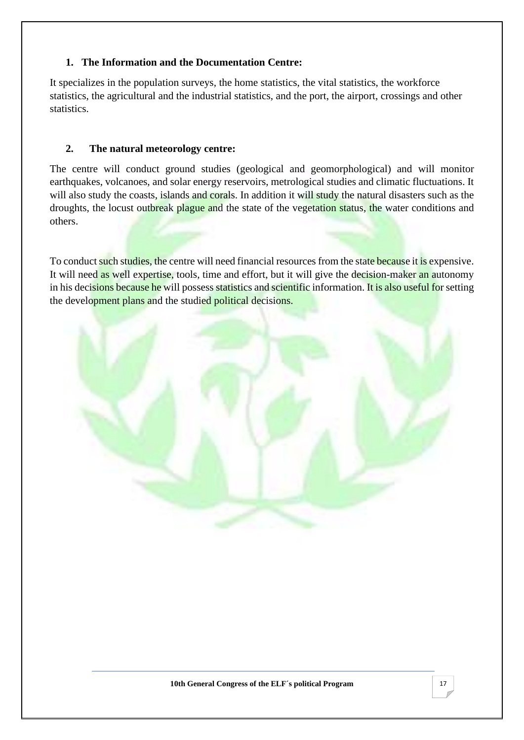1. **The Information and the Documentation Centre:**

It specializes in the population surveys, the home statistics, the vital statistics, the workforce statistics, the agricultural and the industrial statistics, and the port, the airport, crossings and other statistics.

2. **The natural meteorology centre:**

The centre will conduct ground studies (geological and geomorphological) and will monitor earthquakes, volcanoes, and solar energy reservoirs, metrological studies and climatic fluctuations. It will also study the coasts, islands and corals. In addition it will study the natural disasters such as the droughts, the locust outbreak plague and the state of the vegetation status, the water conditions and others.

To conduct such studies, the centre will need financial resources from the state because it is expensive. It will need as well expertise, tools, time and effort, but it will give the decision-maker an autonomy in his decisions because he will possess statistics and scientific information. It is also useful for setting the development plans and the studied political decisions.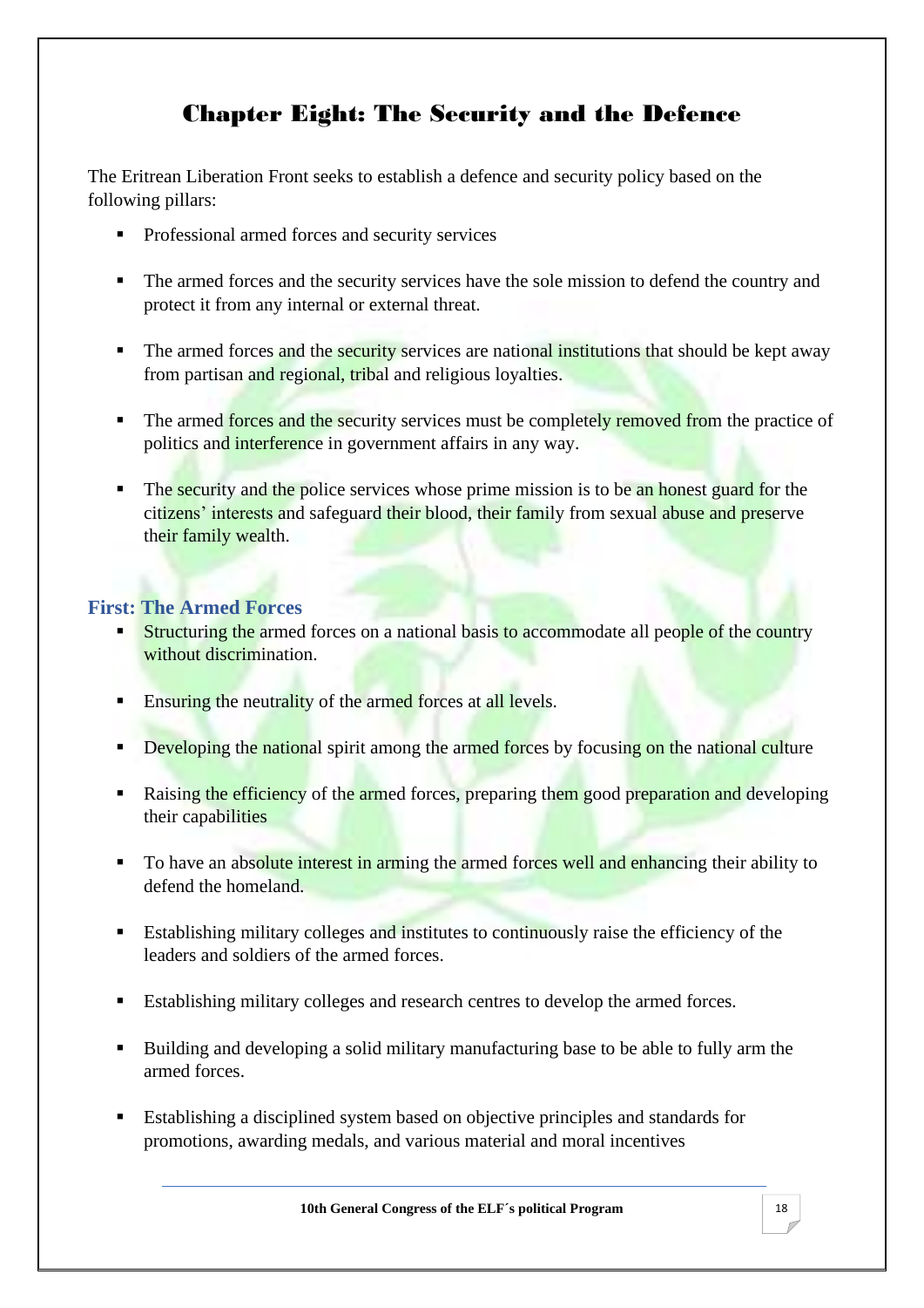# Chapter Eight: The Security and the Defence

The Eritrean Liberation Front seeks to establish a defence and security policy based on the following pillars:

- Professional armed forces and security services
- The armed forces and the security services have the sole mission to defend the country and protect it from any internal or external threat.
- The armed forces and the security services are national institutions that should be kept away from partisan and regional, tribal and religious loyalties.
- The armed forces and the security services must be completely removed from the practice of politics and interference in government affairs in any way.
- The security and the police services whose prime mission is to be an honest guard for the citizens' interests and safeguard their blood, their family from sexual abuse and preserve their family wealth.

### First: The Armed Forces

- Structuring the armed forces on a national basis to accommodate all people of the country without discrimination.
- Ensuring the neutrality of the armed forces at all levels.
- Developing the national spirit among the armed forces by focusing on the national culture
- Raising the efficiency of the armed forces, preparing them good preparation and developing their capabilities
- To have an absolute interest in arming the armed forces well and enhancing their ability to defend the homeland.
- Establishing military colleges and institutes to continuously raise the efficiency of the leaders and soldiers of the armed forces.
- Establishing military colleges and research centres to develop the armed forces.
- Building and developing a solid military manufacturing base to be able to fully arm the armed forces.
- Establishing a disciplined system based on objective principles and standards for promotions, awarding medals, and various material and moral incentives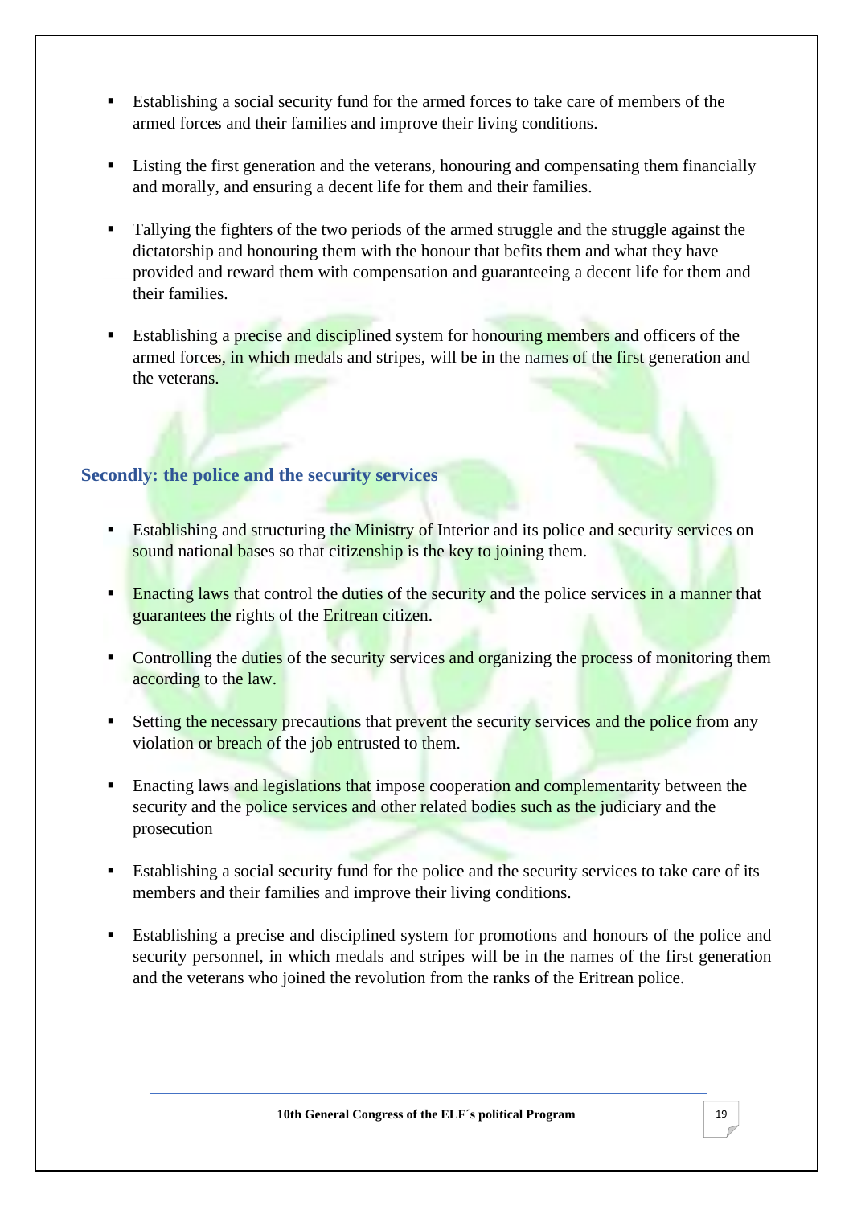- Establishing a social security fund for the armed forces to take care of members of the armed forces and their families and improve their living conditions.
- Listing the first generation and the veterans, honouring and compensating them financially and morally, and ensuring a decent life for them and their families.
- Tallying the fighters of the two periods of the armed struggle and the struggle against the dictatorship and honouring them with the honour that befits them and what they have provided and reward them with compensation and guaranteeing a decent life for them and their families.
- Establishing a precise and disciplined system for honouring members and officers of the armed forces, in which medals and stripes, will be in the names of the first generation and the veterans.

## Secondly: the police and the security services

- Establishing and structuring the Ministry of Interior and its police and security services on sound national bases so that citizenship is the key to joining them.
- Enacting laws that control the duties of the security and the police services in a manner that guarantees the rights of the Eritrean citizen.
- Controlling the duties of the security services and organizing the process of monitoring them according to the law.
- Setting the necessary precautions that prevent the security services and the police from any violation or breach of the job entrusted to them.
- Enacting laws and legislations that impose cooperation and complementarity between the security and the police services and other related bodies such as the judiciary and the prosecution
- Establishing a social security fund for the police and the security services to take care of its members and their families and improve their living conditions.
- Establishing a precise and disciplined system for promotions and honours of the police and security personnel, in which medals and stripes will be in the names of the first generation and the veterans who joined the revolution from the ranks of the Eritrean police.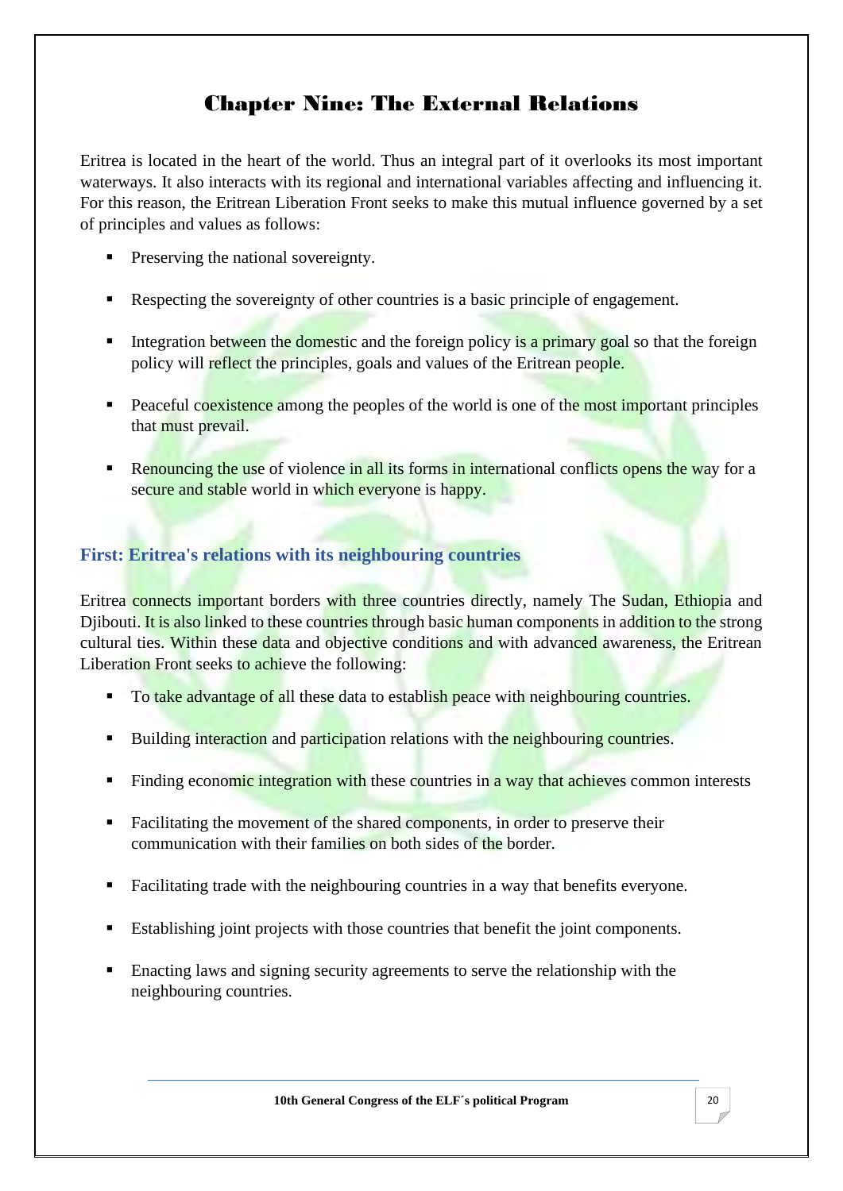# Chapter Nine: The External Relations

Eritrea is located in the heart of the world. Thus an integral part of it overlooks its most important waterways. It also interacts with its regional and international variables affecting and influencing it. For this reason, the Eritrean Liberation Front seeks to make this mutual influence governed by a set of principles and values as follows:

- Preserving the national sovereignty.
- Respecting the sovereignty of other countries is a basic principle of engagement.
- Integration between the domestic and the foreign policy is a primary goal so that the foreign policy will reflect the principles, goals and values of the Eritrean people.
- Peaceful coexistence among the peoples of the world is one of the most important principles that must prevail.
- Renouncing the use of violence in all its forms in international conflicts opens the way for a secure and stable world in which everyone is happy.

## First: Eritrea's relations with its neighbouring countries

Eritrea connects important borders with three countries directly, namely The Sudan, Ethiopia and Djibouti. It is also linked to these countries through basic human components in addition to the strong cultural ties. Within these data and objective conditions and with advanced awareness, the Eritrean Liberation Front seeks to achieve the following:

- To take advantage of all these data to establish peace with neighbouring countries.
- Building interaction and participation relations with the neighbouring countries.
- Finding economic integration with these countries in a way that achieves common interests
- Facilitating the movement of the shared components, in order to preserve their communication with their families on both sides of the border.
- Facilitating trade with the neighbouring countries in a way that benefits everyone.
- Establishing joint projects with those countries that benefit the joint components.
- Enacting laws and signing security agreements to serve the relationship with the neighbouring countries.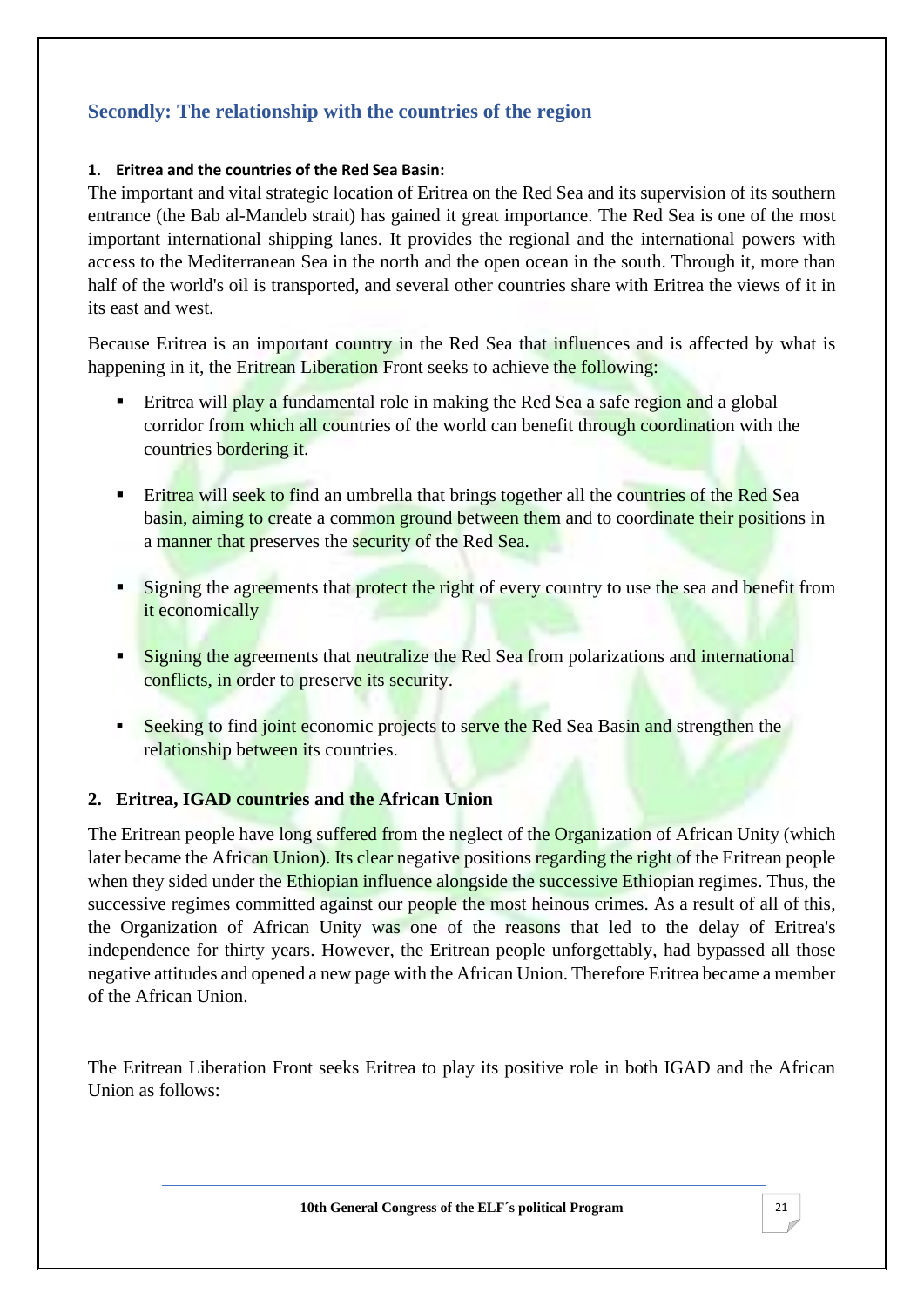## Secondly: The relationship with the countries of the region

### 1. Eritrea and the countries of the Red Sea Basin:

The important and vital strategic location of Eritrea on the Red Sea and its supervision of its southern entrance (the Bab al-Mandeb strait) has gained it great importance. The Red Sea is one of the most important international shipping lanes. It provides the regional and the international powers with access to the Mediterranean Sea in the north and the open ocean in the south. Through it, more than half of the world's oil is transported, and several other countries share with Eritrea the views of it in its east and west.

Because Eritrea is an important country in the Red Sea that influences and is affected by what is happening in it, the Eritrean Liberation Front seeks to achieve the following:

- Eritrea will play a fundamental role in making the Red Sea a safe region and a global corridor from which all countries of the world can benefit through coordination with the countries bordering it.
- Eritrea will seek to find an umbrella that brings together all the countries of the Red Sea basin, aiming to create a common ground between them and to coordinate their positions in a manner that preserves the security of the Red Sea.
- Signing the agreements that protect the right of every country to use the sea and benefit from it economically
- Signing the agreements that neutralize the Red Sea from polarizations and international conflicts, in order to preserve its security.
- Seeking to find joint economic projects to serve the Red Sea Basin and strengthen the relationship between its countries.

### 2. Eritrea, IGAD countries and the African Union

The Eritrean people have long suffered from the neglect of the Organization of African Unity (which later became the African Union). Its clear negative positions regarding the right of the Eritrean people when they sided under the Ethiopian influence alongside the successive Ethiopian regimes. Thus, the successive regimes committed against our people the most heinous crimes. As a result of all of this, the Organization of African Unity was one of the reasons that led to the delay of Eritrea's independence for thirty years. However, the Eritrean people unforgettably, had bypassed all those negative attitudes and opened a new page with the African Union. Therefore Eritrea became a member of the African Union.

The Eritrean Liberation Front seeks Eritrea to play its positive role in both IGAD and the African Union as follows: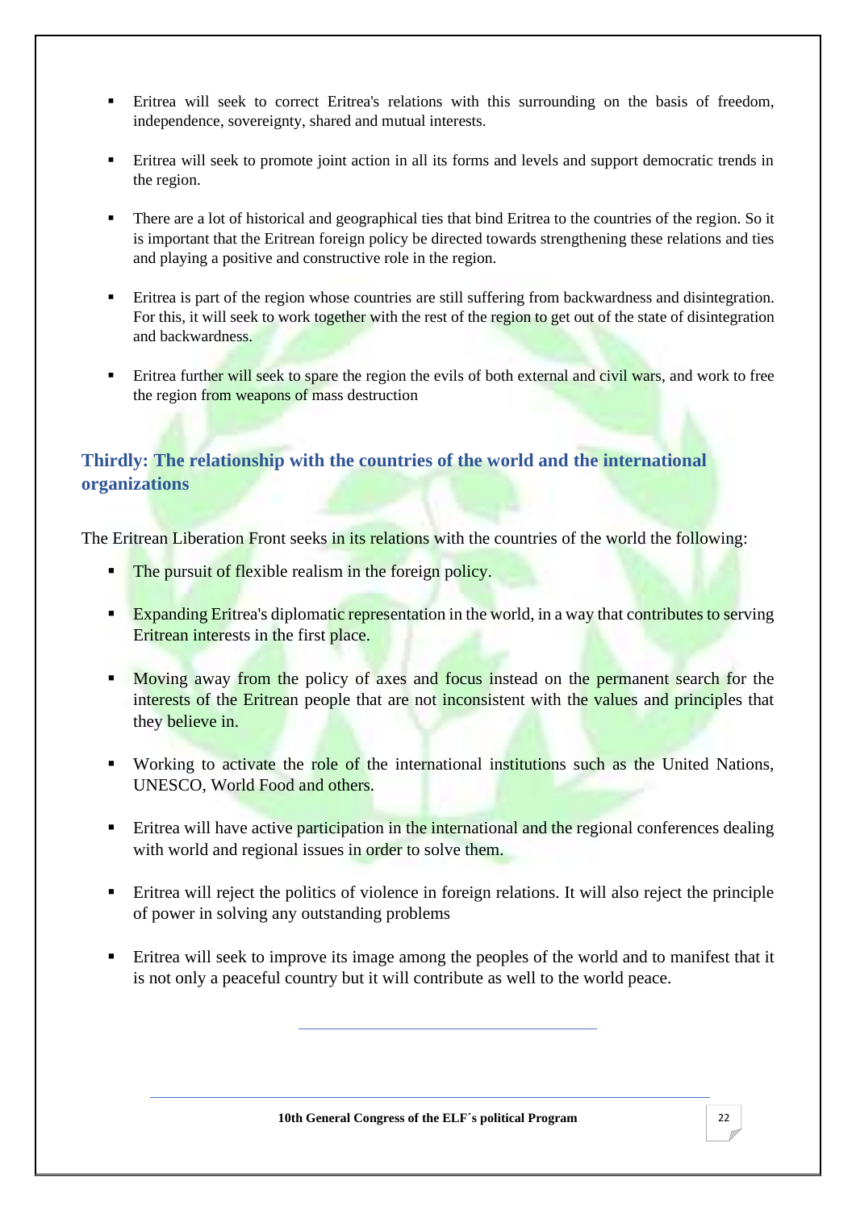- Eritrea will seek to correct Eritrea's relations with this surrounding on the basis of freedom, independence, sovereignty, shared and mutual interests.
- Eritrea will seek to promote joint action in all its forms and levels and support democratic trends in the region.
- There are a lot of historical and geographical ties that bind Eritrea to the countries of the region. So it is important that the Eritrean foreign policy be directed towards strengthening these relations and ties and playing a positive and constructive role in the region.
- Eritrea is part of the region whose countries are still suffering from backwardness and disintegration. For this, it will seek to work together with the rest of the region to get out of the state of disintegration and backwardness.
- Eritrea further will seek to spare the region the evils of both external and civil wars, and work to free the region from weapons of mass destruction

## Thirdly: The relationship with the countries of the world and the international organizations

The Eritrean Liberation Front seeks in its relations with the countries of the world the following:

- The pursuit of flexible realism in the foreign policy.
- Expanding Eritrea's diplomatic representation in the world, in a way that contributes to serving Eritrean interests in the first place.
- Moving away from the policy of axes and focus instead on the permanent search for the interests of the Eritrean people that are not inconsistent with the values and principles that they believe in.
- Working to activate the role of the international institutions such as the United Nations, UNESCO, World Food and others.
- Eritrea will have active participation in the international and the regional conferences dealing with world and regional issues in order to solve them.
- Eritrea will reject the politics of violence in foreign relations. It will also reject the principle of power in solving any outstanding problems
- Eritrea will seek to improve its image among the peoples of the world and to manifest that it is not only a peaceful country but it will contribute as well to the world peace.